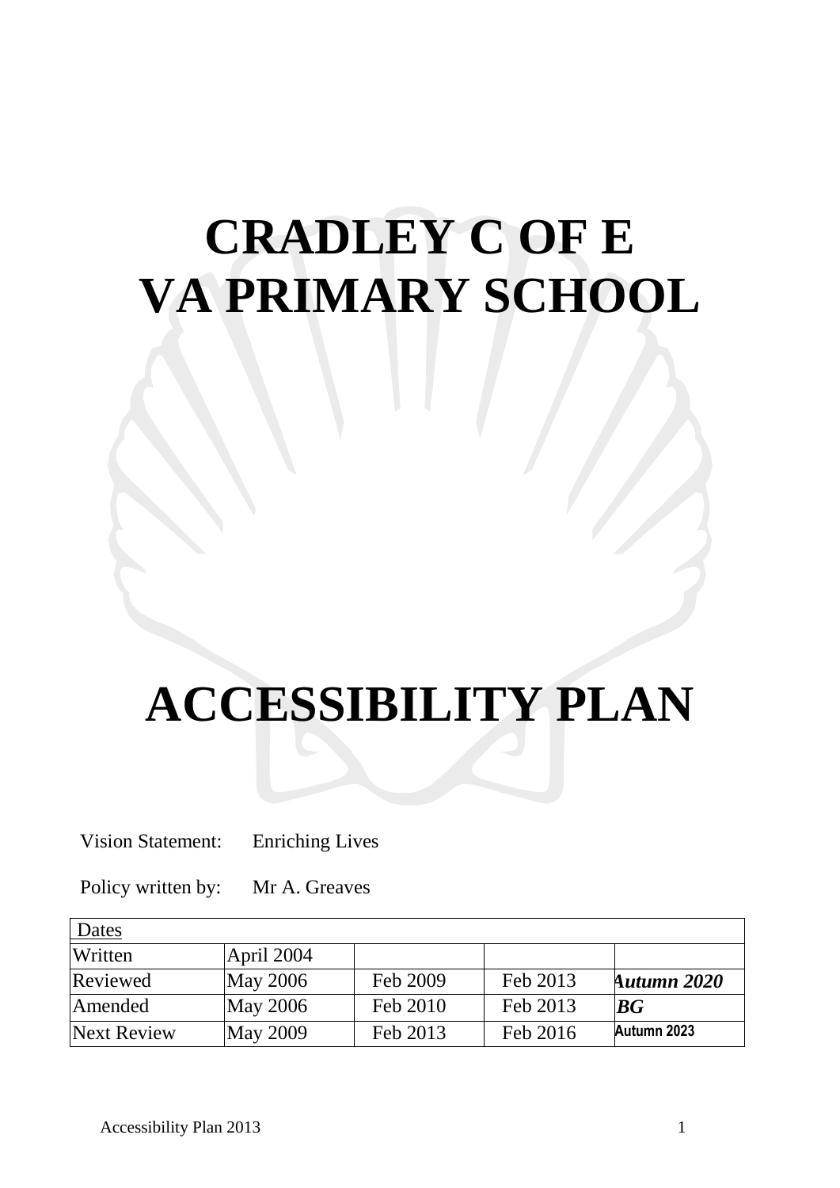# CRADLEY C OF E VA PRIMARY SCHOOL

# ACCESSIBILITY PLAN

Vision Statement: Enriching Lives

Policy written by: Mr A. Greaves

| Dates | | | | |
|---|---|---|---|---|
| Written | April 2004 | | | |
| Reviewed | May 2006 | Feb 2009 | Feb 2013 | ***Autumn 2020*** |
| Amended | May 2006 | Feb 2010 | Feb 2013 | ***BG*** |
| Next Review | May 2009 | Feb 2013 | Feb 2016 | **Autumn 2023** |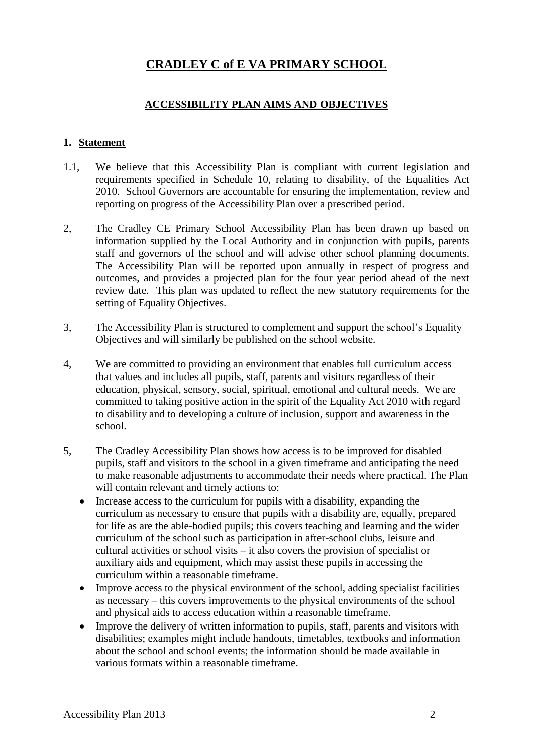# CRADLEY C of E VA PRIMARY SCHOOL

## ACCESSIBILITY PLAN AIMS AND OBJECTIVES

### 1. Statement

1.1, We believe that this Accessibility Plan is compliant with current legislation and requirements specified in Schedule 10, relating to disability, of the Equalities Act 2010. School Governors are accountable for ensuring the implementation, review and reporting on progress of the Accessibility Plan over a prescribed period.

2, The Cradley CE Primary School Accessibility Plan has been drawn up based on information supplied by the Local Authority and in conjunction with pupils, parents staff and governors of the school and will advise other school planning documents. The Accessibility Plan will be reported upon annually in respect of progress and outcomes, and provides a projected plan for the four year period ahead of the next review date. This plan was updated to reflect the new statutory requirements for the setting of Equality Objectives.

3, The Accessibility Plan is structured to complement and support the school's Equality Objectives and will similarly be published on the school website.

4, We are committed to providing an environment that enables full curriculum access that values and includes all pupils, staff, parents and visitors regardless of their education, physical, sensory, social, spiritual, emotional and cultural needs. We are committed to taking positive action in the spirit of the Equality Act 2010 with regard to disability and to developing a culture of inclusion, support and awareness in the school.

5, The Cradley Accessibility Plan shows how access is to be improved for disabled pupils, staff and visitors to the school in a given timeframe and anticipating the need to make reasonable adjustments to accommodate their needs where practical. The Plan will contain relevant and timely actions to:

- Increase access to the curriculum for pupils with a disability, expanding the curriculum as necessary to ensure that pupils with a disability are, equally, prepared for life as are the able-bodied pupils; this covers teaching and learning and the wider curriculum of the school such as participation in after-school clubs, leisure and cultural activities or school visits – it also covers the provision of specialist or auxiliary aids and equipment, which may assist these pupils in accessing the curriculum within a reasonable timeframe.
- Improve access to the physical environment of the school, adding specialist facilities as necessary – this covers improvements to the physical environments of the school and physical aids to access education within a reasonable timeframe.
- Improve the delivery of written information to pupils, staff, parents and visitors with disabilities; examples might include handouts, timetables, textbooks and information about the school and school events; the information should be made available in various formats within a reasonable timeframe.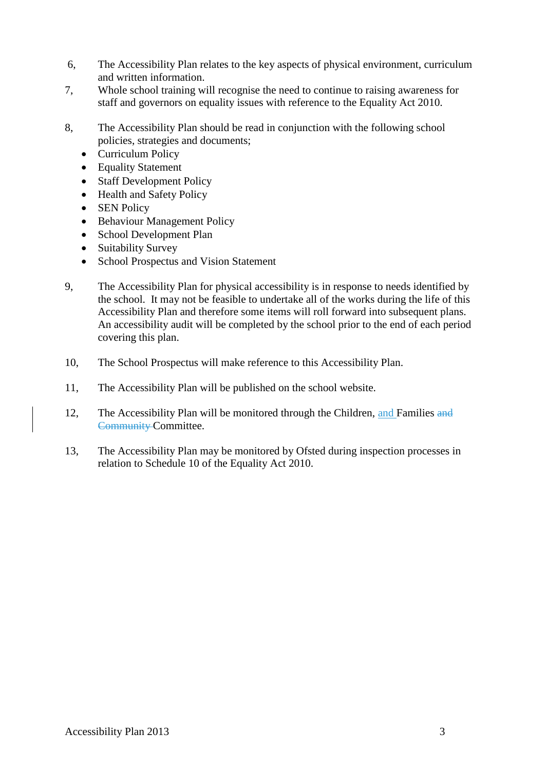6, The Accessibility Plan relates to the key aspects of physical environment, curriculum and written information.

7, Whole school training will recognise the need to continue to raising awareness for staff and governors on equality issues with reference to the Equality Act 2010.

8, The Accessibility Plan should be read in conjunction with the following school policies, strategies and documents;

- Curriculum Policy
- Equality Statement
- Staff Development Policy
- Health and Safety Policy
- SEN Policy
- Behaviour Management Policy
- School Development Plan
- Suitability Survey
- School Prospectus and Vision Statement

9, The Accessibility Plan for physical accessibility is in response to needs identified by the school. It may not be feasible to undertake all of the works during the life of this Accessibility Plan and therefore some items will roll forward into subsequent plans. An accessibility audit will be completed by the school prior to the end of each period covering this plan.

10, The School Prospectus will make reference to this Accessibility Plan.

11, The Accessibility Plan will be published on the school website.

12, The Accessibility Plan will be monitored through the Children, and Families ~~and Community~~ Committee.

13, The Accessibility Plan may be monitored by Ofsted during inspection processes in relation to Schedule 10 of the Equality Act 2010.